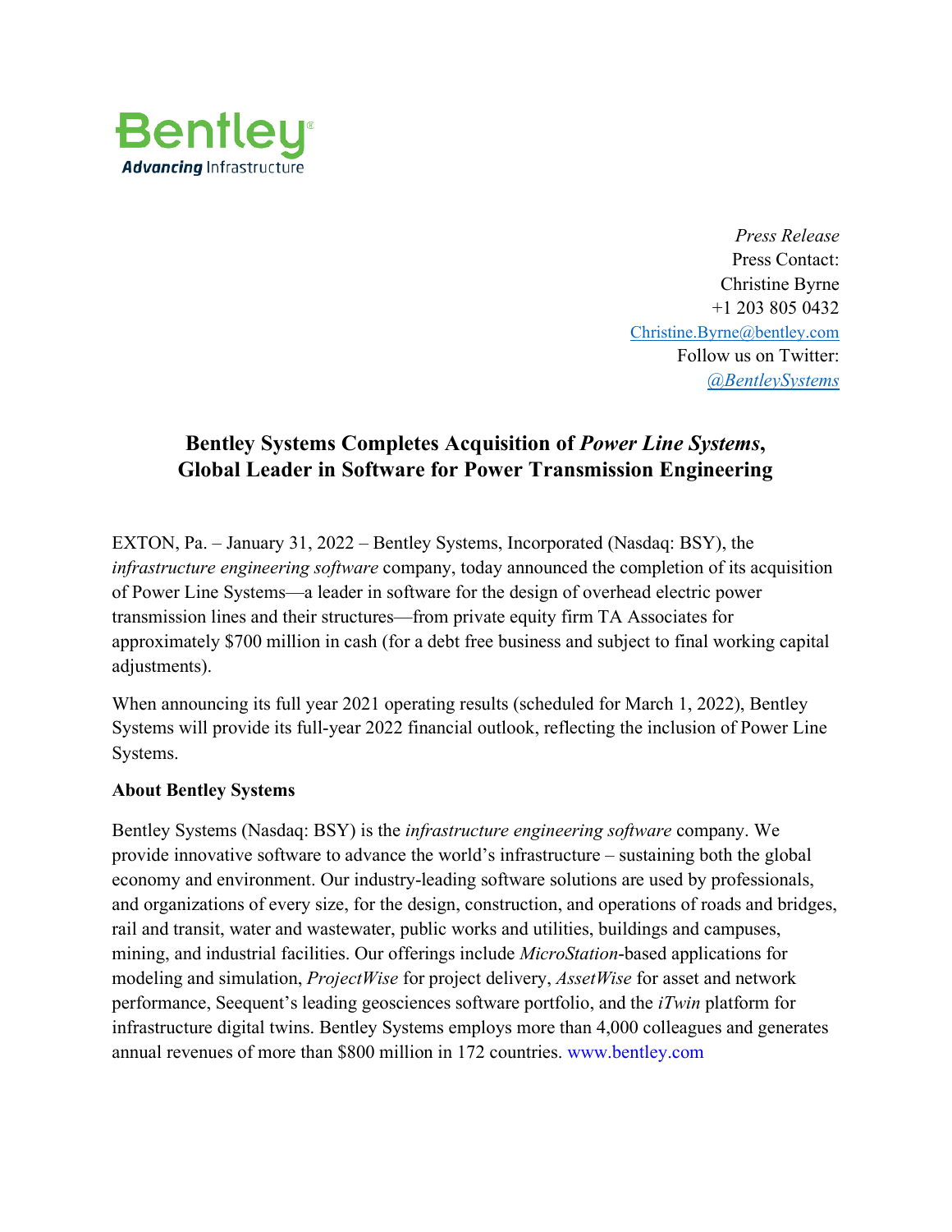Bentley
Advancing Infrastructure

*Press Release*
Press Contact:
Christine Byrne
+1 203 805 0432
Christine.Byrne@bentley.com
Follow us on Twitter:
*@BentleySystems*

# Bentley Systems Completes Acquisition of *Power Line Systems*, Global Leader in Software for Power Transmission Engineering

EXTON, Pa. – January 31, 2022 – Bentley Systems, Incorporated (Nasdaq: BSY), the *infrastructure engineering software* company, today announced the completion of its acquisition of Power Line Systems—a leader in software for the design of overhead electric power transmission lines and their structures—from private equity firm TA Associates for approximately $700 million in cash (for a debt free business and subject to final working capital adjustments).

When announcing its full year 2021 operating results (scheduled for March 1, 2022), Bentley Systems will provide its full-year 2022 financial outlook, reflecting the inclusion of Power Line Systems.

**About Bentley Systems**

Bentley Systems (Nasdaq: BSY) is the *infrastructure engineering software* company. We provide innovative software to advance the world's infrastructure – sustaining both the global economy and environment. Our industry-leading software solutions are used by professionals, and organizations of every size, for the design, construction, and operations of roads and bridges, rail and transit, water and wastewater, public works and utilities, buildings and campuses, mining, and industrial facilities. Our offerings include *MicroStation*-based applications for modeling and simulation, *ProjectWise* for project delivery, *AssetWise* for asset and network performance, Seequent's leading geosciences software portfolio, and the *iTwin* platform for infrastructure digital twins. Bentley Systems employs more than 4,000 colleagues and generates annual revenues of more than $800 million in 172 countries. www.bentley.com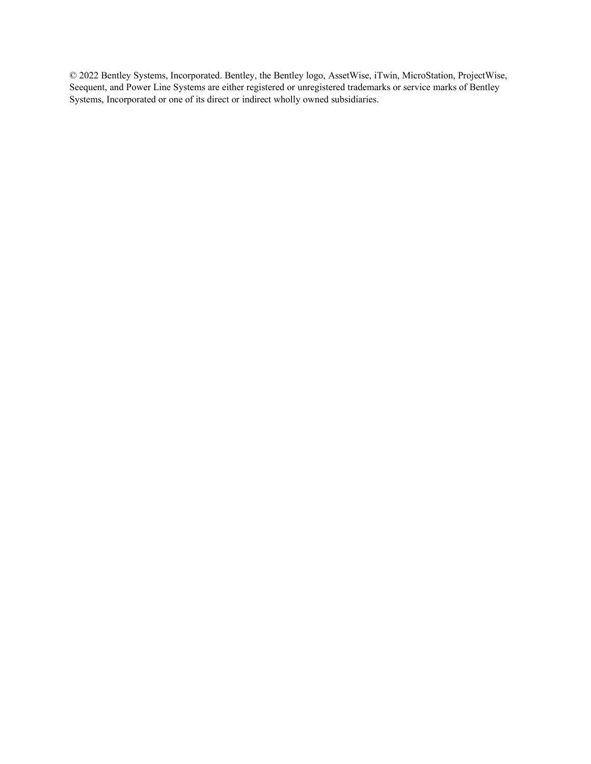© 2022 Bentley Systems, Incorporated. Bentley, the Bentley logo, AssetWise, iTwin, MicroStation, ProjectWise, Seequent, and Power Line Systems are either registered or unregistered trademarks or service marks of Bentley Systems, Incorporated or one of its direct or indirect wholly owned subsidiaries.